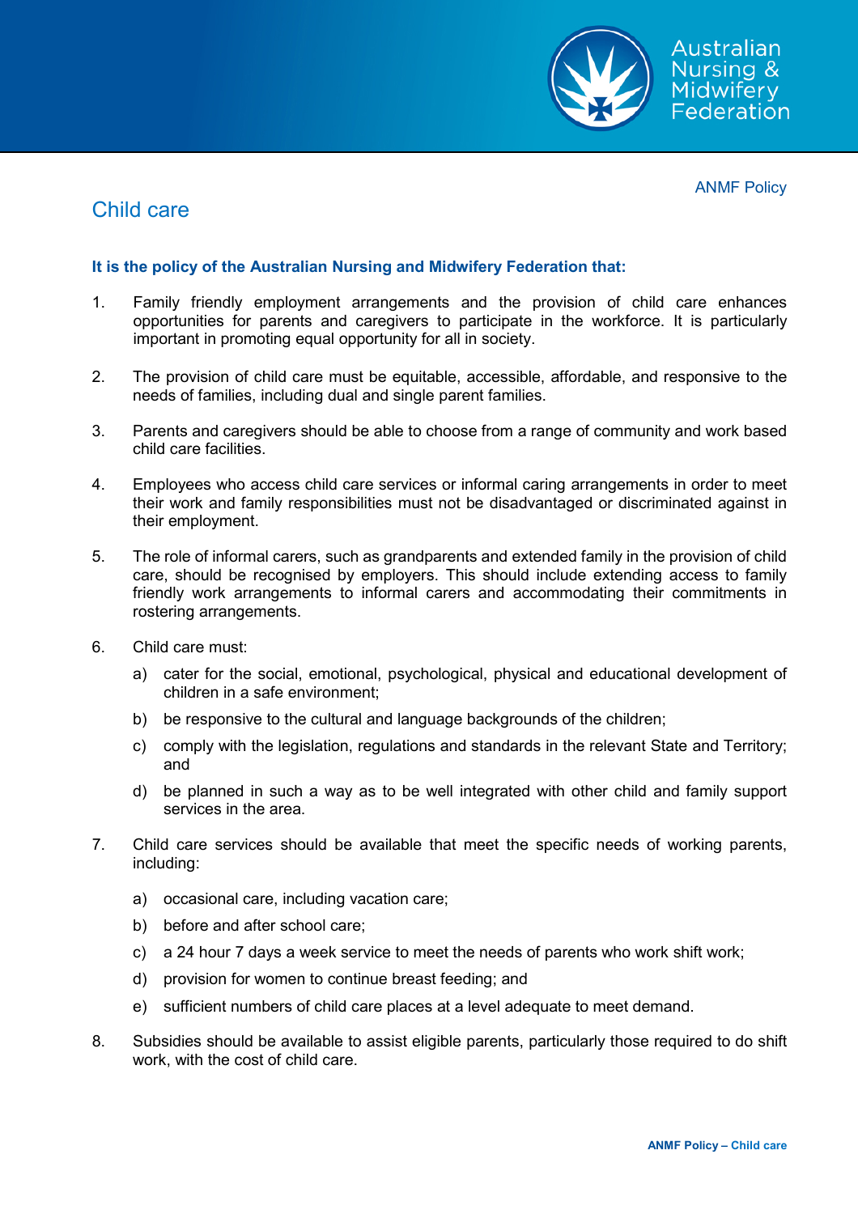ANMF Policy

# Child care

**It is the policy of the Australian Nursing and Midwifery Federation that:**

1. Family friendly employment arrangements and the provision of child care enhances opportunities for parents and caregivers to participate in the workforce. It is particularly important in promoting equal opportunity for all in society.

2. The provision of child care must be equitable, accessible, affordable, and responsive to the needs of families, including dual and single parent families.

3. Parents and caregivers should be able to choose from a range of community and work based child care facilities.

4. Employees who access child care services or informal caring arrangements in order to meet their work and family responsibilities must not be disadvantaged or discriminated against in their employment.

5. The role of informal carers, such as grandparents and extended family in the provision of child care, should be recognised by employers. This should include extending access to family friendly work arrangements to informal carers and accommodating their commitments in rostering arrangements.

6. Child care must:

   a) cater for the social, emotional, psychological, physical and educational development of children in a safe environment;

   b) be responsive to the cultural and language backgrounds of the children;

   c) comply with the legislation, regulations and standards in the relevant State and Territory; and

   d) be planned in such a way as to be well integrated with other child and family support services in the area.

7. Child care services should be available that meet the specific needs of working parents, including:

   a) occasional care, including vacation care;

   b) before and after school care;

   c) a 24 hour 7 days a week service to meet the needs of parents who work shift work;

   d) provision for women to continue breast feeding; and

   e) sufficient numbers of child care places at a level adequate to meet demand.

8. Subsidies should be available to assist eligible parents, particularly those required to do shift work, with the cost of child care.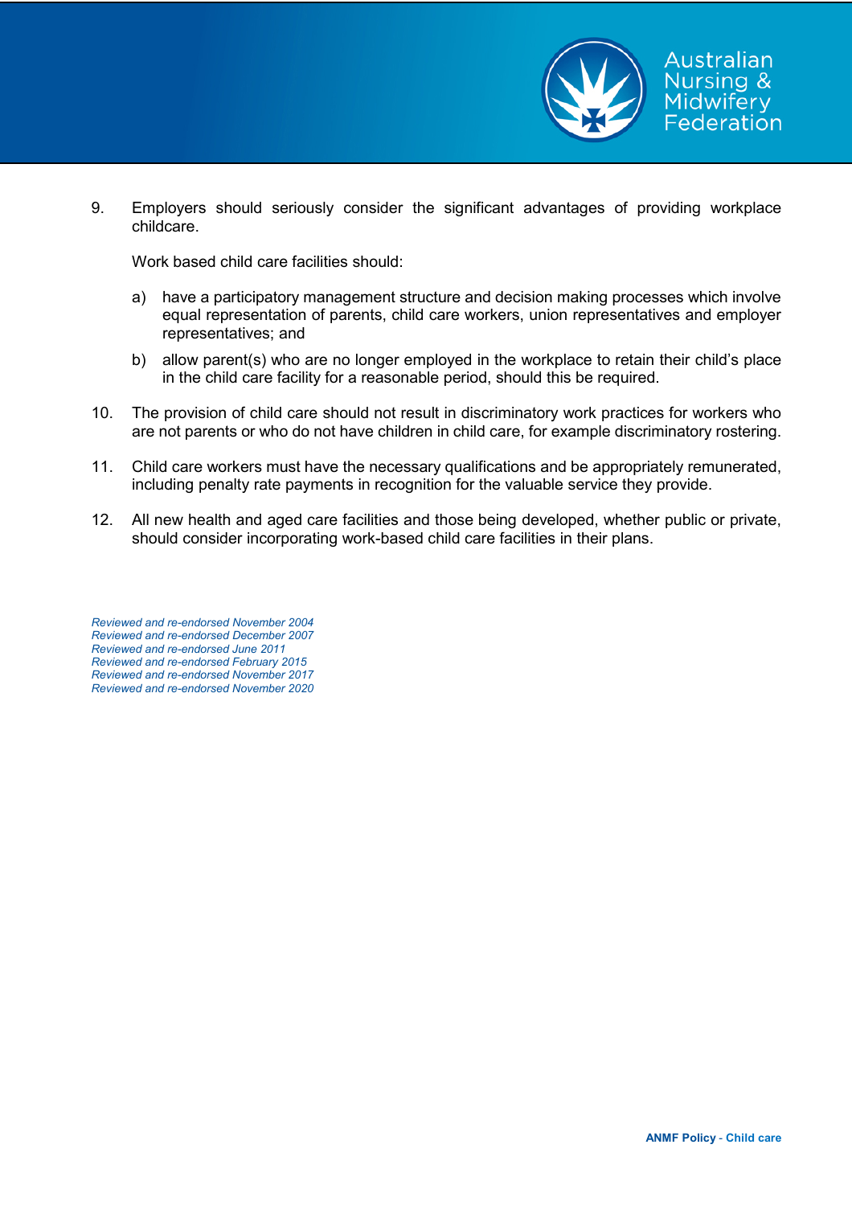9. Employers should seriously consider the significant advantages of providing workplace childcare.

   Work based child care facilities should:

   a) have a participatory management structure and decision making processes which involve equal representation of parents, child care workers, union representatives and employer representatives; and

   b) allow parent(s) who are no longer employed in the workplace to retain their child's place in the child care facility for a reasonable period, should this be required.

10. The provision of child care should not result in discriminatory work practices for workers who are not parents or who do not have children in child care, for example discriminatory rostering.

11. Child care workers must have the necessary qualifications and be appropriately remunerated, including penalty rate payments in recognition for the valuable service they provide.

12. All new health and aged care facilities and those being developed, whether public or private, should consider incorporating work-based child care facilities in their plans.

*Reviewed and re-endorsed November 2004*
*Reviewed and re-endorsed December 2007*
*Reviewed and re-endorsed June 2011*
*Reviewed and re-endorsed February 2015*
*Reviewed and re-endorsed November 2017*
*Reviewed and re-endorsed November 2020*